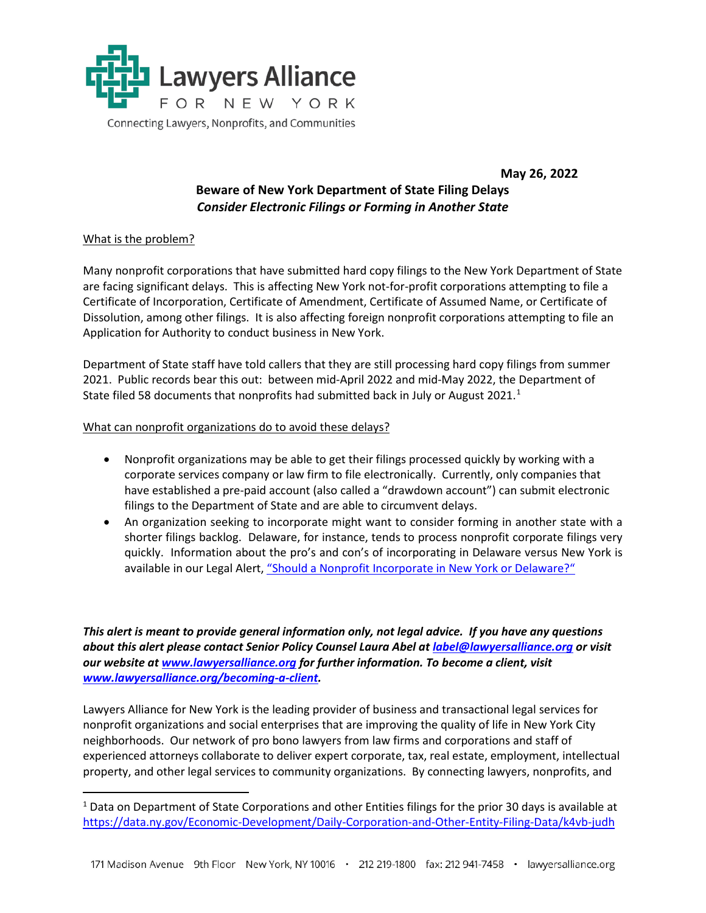Lawyers Alliance FOR NEW YORK

Connecting Lawyers, Nonprofits, and Communities

**May 26, 2022**

**Beware of New York Department of State Filing Delays**

***Consider Electronic Filings or Forming in Another State***

What is the problem?

Many nonprofit corporations that have submitted hard copy filings to the New York Department of State are facing significant delays. This is affecting New York not-for-profit corporations attempting to file a Certificate of Incorporation, Certificate of Amendment, Certificate of Assumed Name, or Certificate of Dissolution, among other filings. It is also affecting foreign nonprofit corporations attempting to file an Application for Authority to conduct business in New York.

Department of State staff have told callers that they are still processing hard copy filings from summer 2021. Public records bear this out: between mid-April 2022 and mid-May 2022, the Department of State filed 58 documents that nonprofits had submitted back in July or August 2021.[1]

What can nonprofit organizations do to avoid these delays?

- Nonprofit organizations may be able to get their filings processed quickly by working with a corporate services company or law firm to file electronically. Currently, only companies that have established a pre-paid account (also called a "drawdown account") can submit electronic filings to the Department of State and are able to circumvent delays.
- An organization seeking to incorporate might want to consider forming in another state with a shorter filings backlog. Delaware, for instance, tends to process nonprofit corporate filings very quickly. Information about the pro's and con's of incorporating in Delaware versus New York is available in our Legal Alert, "Should a Nonprofit Incorporate in New York or Delaware?"

***This alert is meant to provide general information only, not legal advice. If you have any questions about this alert please contact Senior Policy Counsel Laura Abel at label@lawyersalliance.org or visit our website at www.lawyersalliance.org for further information. To become a client, visit www.lawyersalliance.org/becoming-a-client.***

Lawyers Alliance for New York is the leading provider of business and transactional legal services for nonprofit organizations and social enterprises that are improving the quality of life in New York City neighborhoods. Our network of pro bono lawyers from law firms and corporations and staff of experienced attorneys collaborate to deliver expert corporate, tax, real estate, employment, intellectual property, and other legal services to community organizations. By connecting lawyers, nonprofits, and

[1] Data on Department of State Corporations and other Entities filings for the prior 30 days is available at https://data.ny.gov/Economic-Development/Daily-Corporation-and-Other-Entity-Filing-Data/k4vb-judh

171 Madison Avenue 9th Floor New York, NY 10016 · 212 219-1800 fax: 212 941-7458 · lawyersalliance.org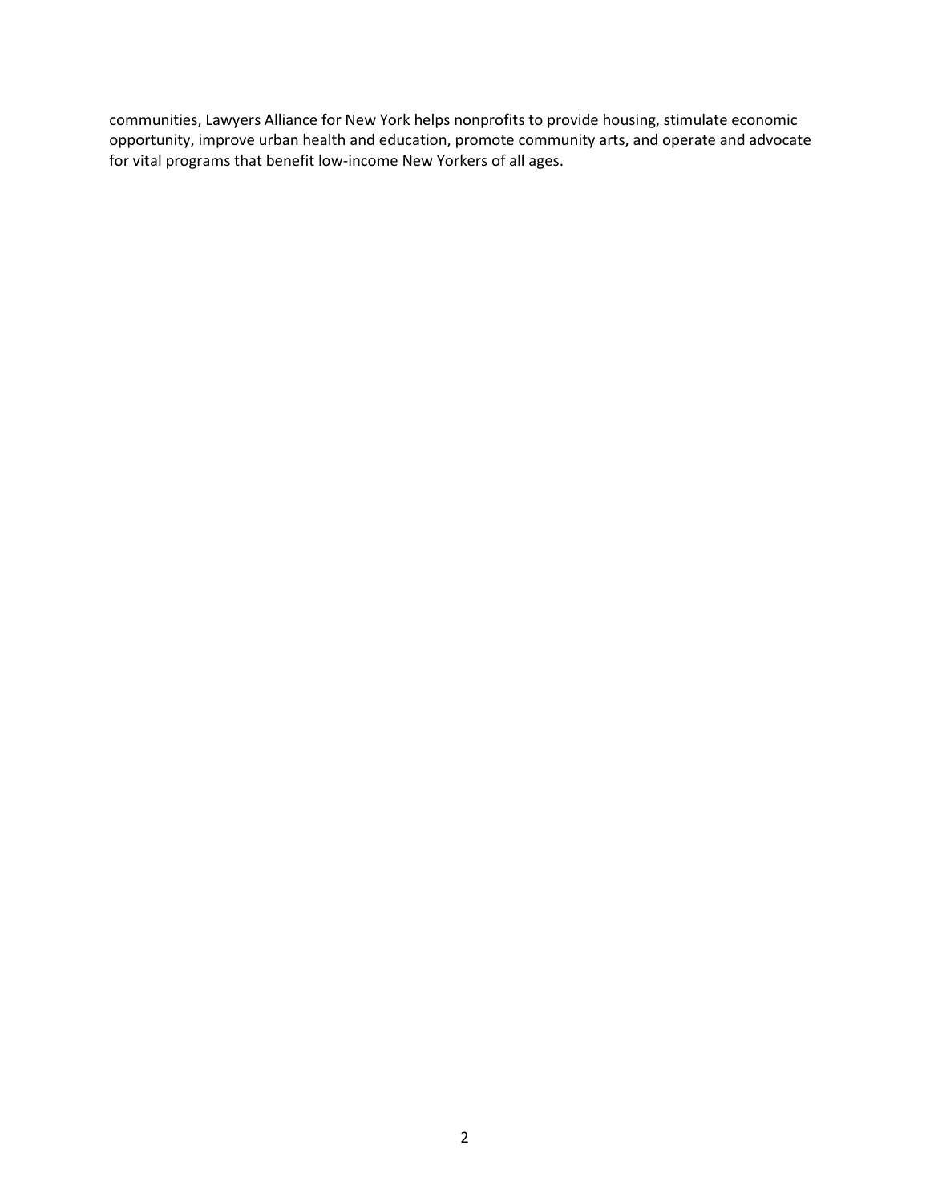communities, Lawyers Alliance for New York helps nonprofits to provide housing, stimulate economic opportunity, improve urban health and education, promote community arts, and operate and advocate for vital programs that benefit low-income New Yorkers of all ages.